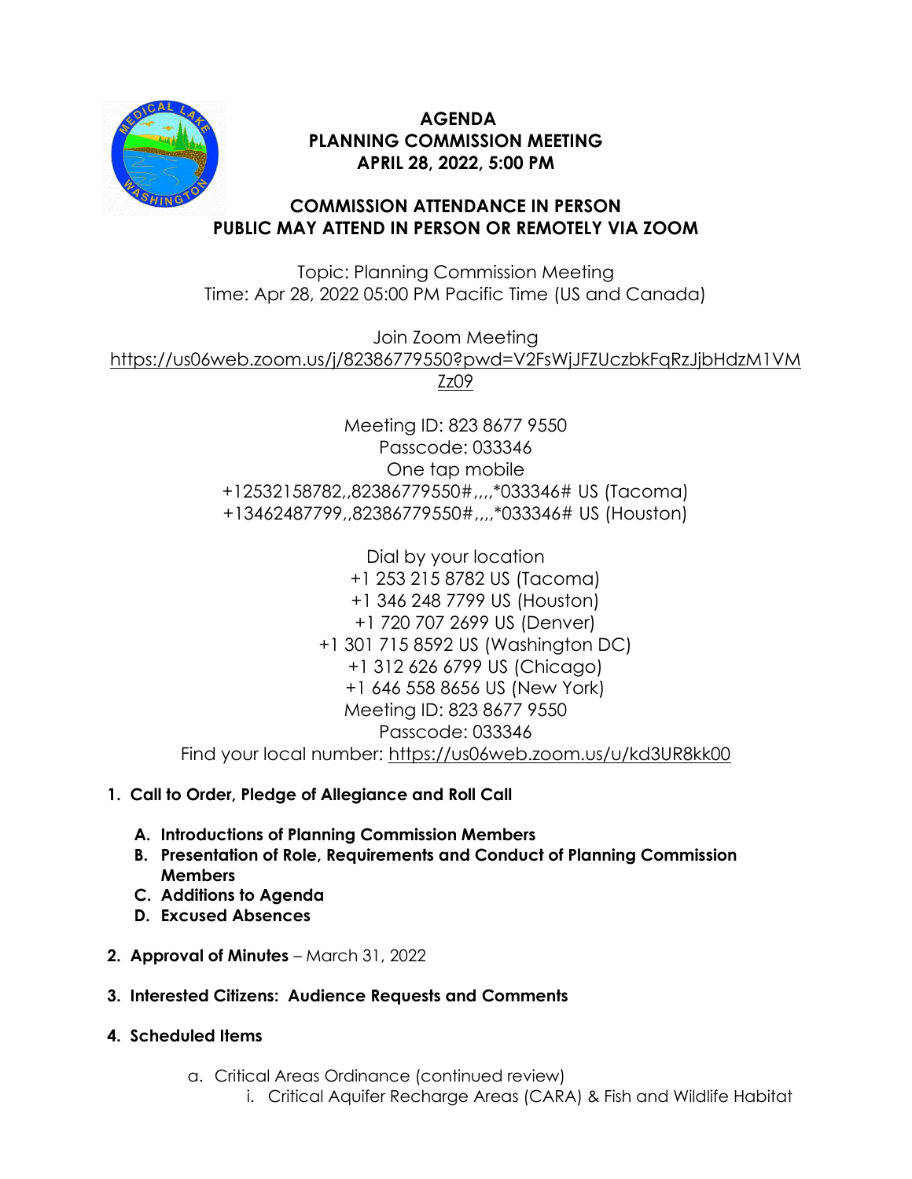# AGENDA
## PLANNING COMMISSION MEETING
## APRIL 28, 2022, 5:00 PM

**COMMISSION ATTENDANCE IN PERSON**
**PUBLIC MAY ATTEND IN PERSON OR REMOTELY VIA ZOOM**

Topic: Planning Commission Meeting
Time: Apr 28, 2022 05:00 PM Pacific Time (US and Canada)

Join Zoom Meeting
https://us06web.zoom.us/j/82386779550?pwd=V2FsWjJFZUczbkFqRzJjbHdzM1VMZz09

Meeting ID: 823 8677 9550
Passcode: 033346
One tap mobile
+12532158782,,82386779550#,,,,*033346# US (Tacoma)
+13462487799,,82386779550#,,,,*033346# US (Houston)

Dial by your location
+1 253 215 8782 US (Tacoma)
+1 346 248 7799 US (Houston)
+1 720 707 2699 US (Denver)
+1 301 715 8592 US (Washington DC)
+1 312 626 6799 US (Chicago)
+1 646 558 8656 US (New York)
Meeting ID: 823 8677 9550
Passcode: 033346
Find your local number: https://us06web.zoom.us/u/kd3UR8kk00

1. **Call to Order, Pledge of Allegiance and Roll Call**
   - A. **Introductions of Planning Commission Members**
   - B. **Presentation of Role, Requirements and Conduct of Planning Commission Members**
   - C. **Additions to Agenda**
   - D. **Excused Absences**
2. **Approval of Minutes** – March 31, 2022
3. **Interested Citizens: Audience Requests and Comments**
4. **Scheduled Items**
   - a. Critical Areas Ordinance (continued review)
     - i. Critical Aquifer Recharge Areas (CARA) & Fish and Wildlife Habitat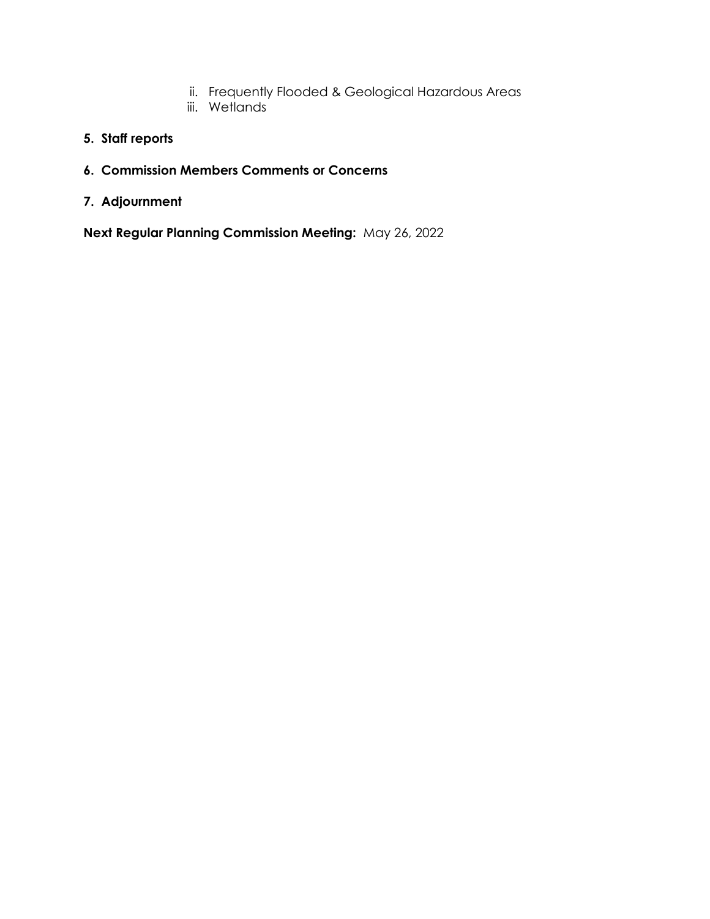ii. Frequently Flooded & Geological Hazardous Areas
iii. Wetlands

**5. Staff reports**

**6. Commission Members Comments or Concerns**

**7. Adjournment**

**Next Regular Planning Commission Meeting:** May 26, 2022